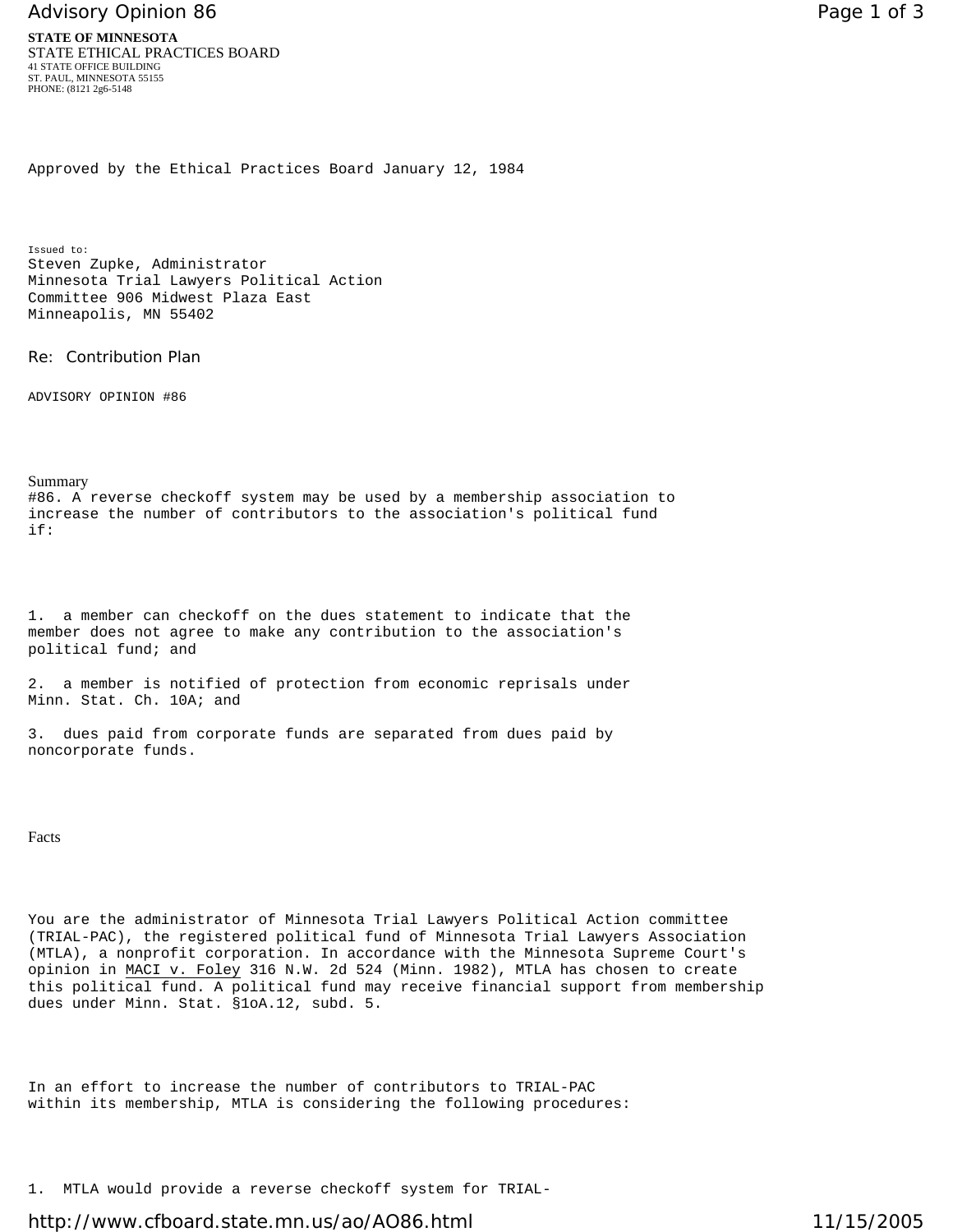**STATE OF MINNESOTA**
STATE ETHICAL PRACTICES BOARD
41 STATE OFFICE BUILDING
ST. PAUL, MINNESOTA 55155
PHONE: (8121 2g6-5148

Approved by the Ethical Practices Board January 12, 1984

Issued to:
Steven Zupke, Administrator
Minnesota Trial Lawyers Political Action
Committee 906 Midwest Plaza East
Minneapolis, MN 55402

Re: Contribution Plan

ADVISORY OPINION #86

## Summary

#86. A reverse checkoff system may be used by a membership association to increase the number of contributors to the association's political fund if:

1. a member can checkoff on the dues statement to indicate that the member does not agree to make any contribution to the association's political fund; and

2. a member is notified of protection from economic reprisals under Minn. Stat. Ch. 10A; and

3. dues paid from corporate funds are separated from dues paid by noncorporate funds.

## Facts

You are the administrator of Minnesota Trial Lawyers Political Action committee (TRIAL-PAC), the registered political fund of Minnesota Trial Lawyers Association (MTLA), a nonprofit corporation. In accordance with the Minnesota Supreme Court's opinion in MACI v. Foley 316 N.W. 2d 524 (Minn. 1982), MTLA has chosen to create this political fund. A political fund may receive financial support from membership dues under Minn. Stat. §1oA.12, subd. 5.

In an effort to increase the number of contributors to TRIAL-PAC within its membership, MTLA is considering the following procedures:

1. MTLA would provide a reverse checkoff system for TRIAL-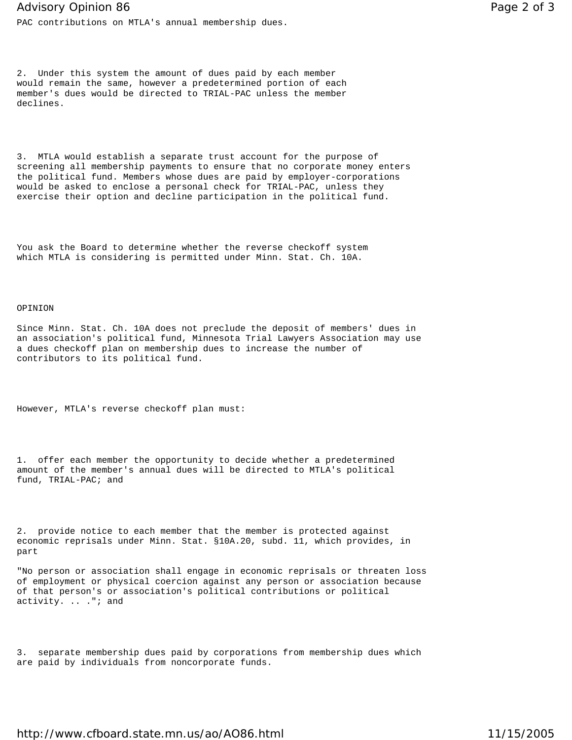PAC contributions on MTLA's annual membership dues.

2. Under this system the amount of dues paid by each member would remain the same, however a predetermined portion of each member's dues would be directed to TRIAL-PAC unless the member declines.

3. MTLA would establish a separate trust account for the purpose of screening all membership payments to ensure that no corporate money enters the political fund. Members whose dues are paid by employer-corporations would be asked to enclose a personal check for TRIAL-PAC, unless they exercise their option and decline participation in the political fund.

You ask the Board to determine whether the reverse checkoff system which MTLA is considering is permitted under Minn. Stat. Ch. 10A.

OPINION

Since Minn. Stat. Ch. 10A does not preclude the deposit of members' dues in an association's political fund, Minnesota Trial Lawyers Association may use a dues checkoff plan on membership dues to increase the number of contributors to its political fund.

However, MTLA's reverse checkoff plan must:

1. offer each member the opportunity to decide whether a predetermined amount of the member's annual dues will be directed to MTLA's political fund, TRIAL-PAC; and

2. provide notice to each member that the member is protected against economic reprisals under Minn. Stat. §10A.20, subd. 11, which provides, in part

"No person or association shall engage in economic reprisals or threaten loss of employment or physical coercion against any person or association because of that person's or association's political contributions or political activity. .. ."; and

3. separate membership dues paid by corporations from membership dues which are paid by individuals from noncorporate funds.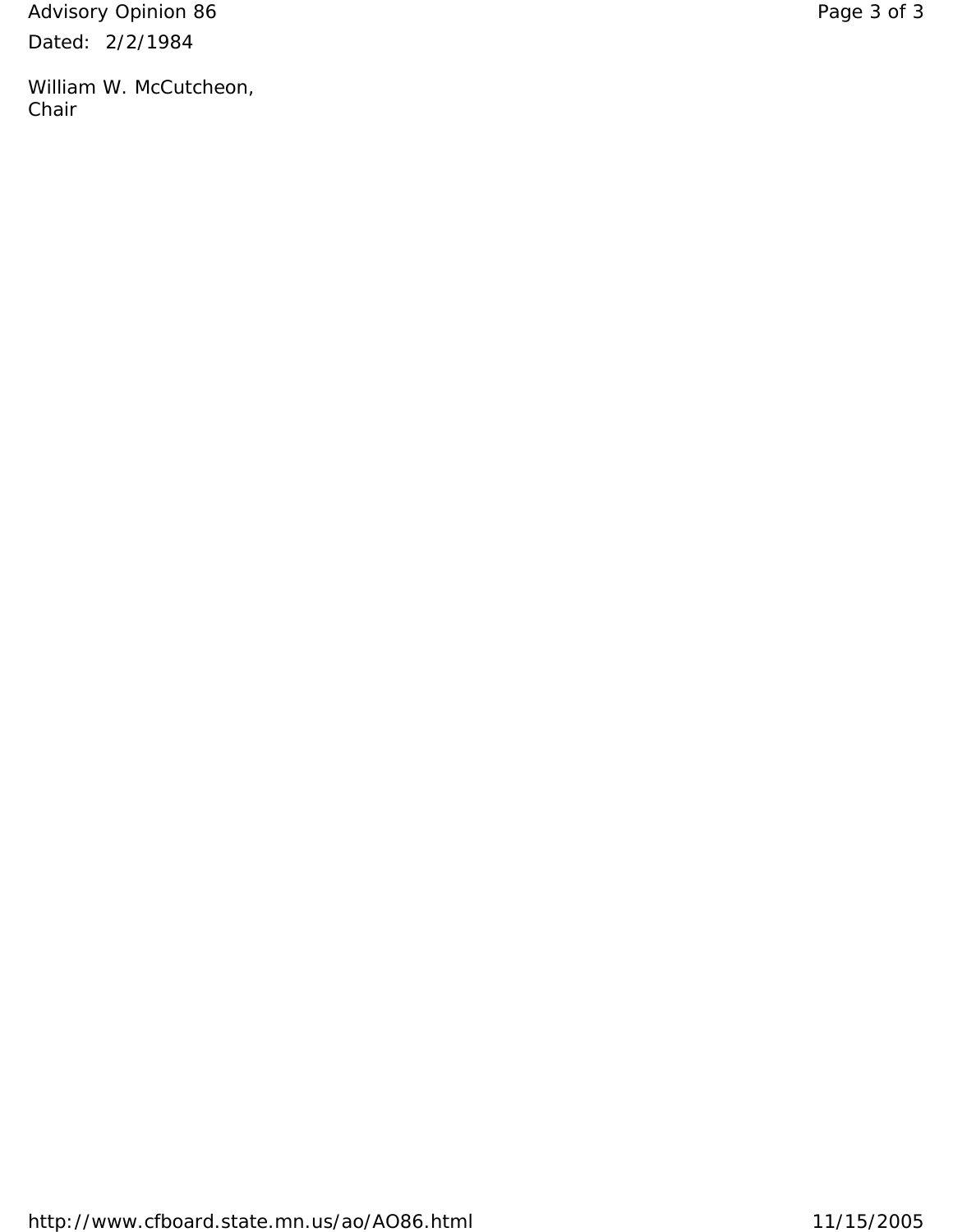William W. McCutcheon,
Chair